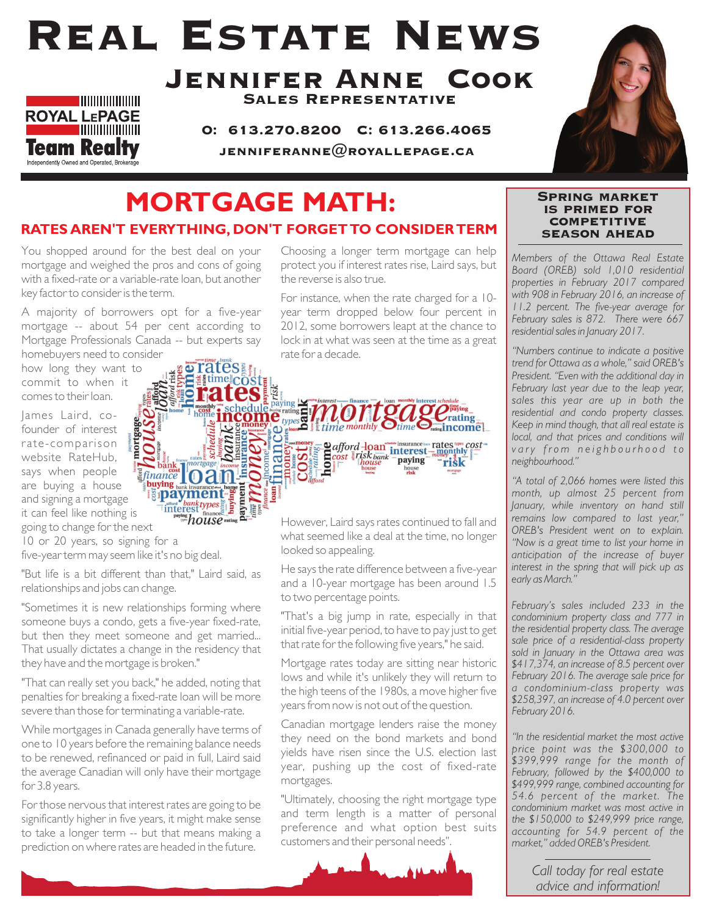# Real Estate News

## Jennifer Anne Cook

**Sales Representative**

ROYAL LEPAGE Team Realty
Independently Owned and Operated, Brokerage

O: 613.270.8200 C: 613.266.4065

jenniferanne@royallepage.ca

# MORTGAGE MATH:

## RATES AREN'T EVERYTHING, DON'T FORGET TO CONSIDER TERM

You shopped around for the best deal on your mortgage and weighed the pros and cons of going with a fixed-rate or a variable-rate loan, but another key factor to consider is the term.

A majority of borrowers opt for a five-year mortgage -- about 54 per cent according to Mortgage Professionals Canada -- but experts say homebuyers need to consider how long they want to commit to when it comes to their loan.

James Laird, co-founder of interest rate-comparison website RateHub, says when people are buying a house and signing a mortgage it can feel like nothing is going to change for the next 10 or 20 years, so signing for a five-year term may seem like it's no big deal.

"But life is a bit different than that," Laird said, as relationships and jobs can change.

"Sometimes it is new relationships forming where someone buys a condo, gets a five-year fixed-rate, but then they meet someone and get married... That usually dictates a change in the residency that they have and the mortgage is broken."

"That can really set you back," he added, noting that penalties for breaking a fixed-rate loan will be more severe than those for terminating a variable-rate.

While mortgages in Canada generally have terms of one to 10 years before the remaining balance needs to be renewed, refinanced or paid in full, Laird said the average Canadian will only have their mortgage for 3.8 years.

For those nervous that interest rates are going to be significantly higher in five years, it might make sense to take a longer term -- but that means making a prediction on where rates are headed in the future.

Choosing a longer term mortgage can help protect you if interest rates rise, Laird says, but the reverse is also true.

For instance, when the rate charged for a 10-year term dropped below four percent in 2012, some borrowers leapt at the chance to lock in at what was seen at the time as a great rate for a decade.

However, Laird says rates continued to fall and what seemed like a deal at the time, no longer looked so appealing.

He says the rate difference between a five-year and a 10-year mortgage has been around 1.5 to two percentage points.

"That's a big jump in rate, especially in that initial five-year period, to have to pay just to get that rate for the following five years," he said.

Mortgage rates today are sitting near historic lows and while it's unlikely they will return to the high teens of the 1980s, a move higher five years from now is not out of the question.

Canadian mortgage lenders raise the money they need on the bond markets and bond yields have risen since the U.S. election last year, pushing up the cost of fixed-rate mortgages.

"Ultimately, choosing the right mortgage type and term length is a matter of personal preference and what option best suits customers and their personal needs".

### Spring Market is Primed for Competitive Season Ahead

*Members of the Ottawa Real Estate Board (OREB) sold 1,010 residential properties in February 2017 compared with 908 in February 2016, an increase of 11.2 percent. The five-year average for February sales is 872. There were 667 residential sales in January 2017.*

*"Numbers continue to indicate a positive trend for Ottawa as a whole," said OREB's President. "Even with the additional day in February last year due to the leap year, sales this year are up in both the residential and condo property classes. Keep in mind though, that all real estate is local, and that prices and conditions will vary from neighbourhood to neighbourhood."*

*"A total of 2,066 homes were listed this month, up almost 25 percent from January, while inventory on hand still remains low compared to last year," OREB's President went on to explain. "Now is a great time to list your home in anticipation of the increase of buyer interest in the spring that will pick up as early as March."*

*February's sales included 233 in the condominium property class and 777 in the residential property class. The average sale price of a residential-class property sold in January in the Ottawa area was $417,374, an increase of 8.5 percent over February 2016. The average sale price for a condominium-class property was $258,397, an increase of 4.0 percent over February 2016.*

*"In the residential market the most active price point was the $300,000 to $399,999 range for the month of February, followed by the $400,000 to $499,999 range, combined accounting for 54.6 percent of the market. The condominium market was most active in the $150,000 to $249,999 price range, accounting for 54.9 percent of the market," added OREB's President.*

*Call today for real estate advice and information!*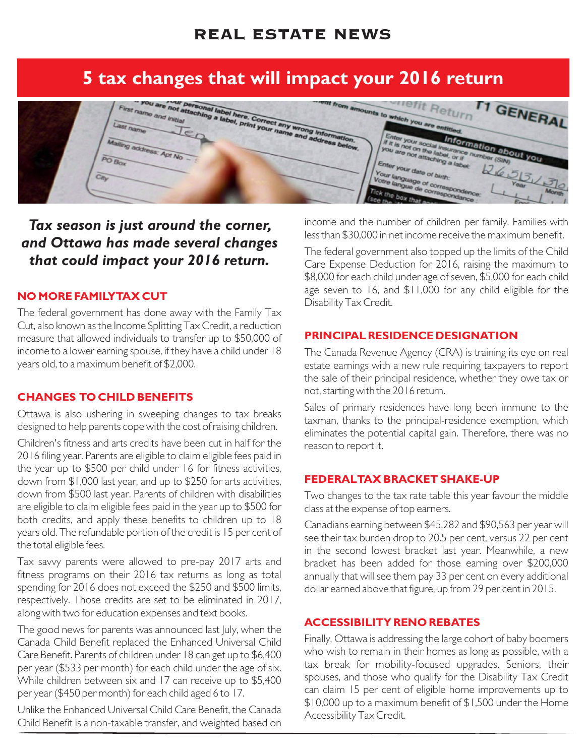REAL ESTATE NEWS

# 5 tax changes that will impact your 2016 return

***Tax season is just around the corner, and Ottawa has made several changes that could impact your 2016 return.***

## NO MORE FAMILY TAX CUT

The federal government has done away with the Family Tax Cut, also known as the Income Splitting Tax Credit, a reduction measure that allowed individuals to transfer up to $50,000 of income to a lower earning spouse, if they have a child under 18 years old, to a maximum benefit of $2,000.

## CHANGES TO CHILD BENEFITS

Ottawa is also ushering in sweeping changes to tax breaks designed to help parents cope with the cost of raising children.

Children's fitness and arts credits have been cut in half for the 2016 filing year. Parents are eligible to claim eligible fees paid in the year up to $500 per child under 16 for fitness activities, down from $1,000 last year, and up to $250 for arts activities, down from $500 last year. Parents of children with disabilities are eligible to claim eligible fees paid in the year up to $500 for both credits, and apply these benefits to children up to 18 years old. The refundable portion of the credit is 15 per cent of the total eligible fees.

Tax savvy parents were allowed to pre-pay 2017 arts and fitness programs on their 2016 tax returns as long as total spending for 2016 does not exceed the $250 and $500 limits, respectively. Those credits are set to be eliminated in 2017, along with two for education expenses and text books.

The good news for parents was announced last July, when the Canada Child Benefit replaced the Enhanced Universal Child Care Benefit. Parents of children under 18 can get up to $6,400 per year ($533 per month) for each child under the age of six. While children between six and 17 can receive up to $5,400 per year ($450 per month) for each child aged 6 to 17.

Unlike the Enhanced Universal Child Care Benefit, the Canada Child Benefit is a non-taxable transfer, and weighted based on income and the number of children per family. Families with less than $30,000 in net income receive the maximum benefit.

The federal government also topped up the limits of the Child Care Expense Deduction for 2016, raising the maximum to $8,000 for each child under age of seven, $5,000 for each child age seven to 16, and $11,000 for any child eligible for the Disability Tax Credit.

## PRINCIPAL RESIDENCE DESIGNATION

The Canada Revenue Agency (CRA) is training its eye on real estate earnings with a new rule requiring taxpayers to report the sale of their principal residence, whether they owe tax or not, starting with the 2016 return.

Sales of primary residences have long been immune to the taxman, thanks to the principal-residence exemption, which eliminates the potential capital gain. Therefore, there was no reason to report it.

## FEDERAL TAX BRACKET SHAKE-UP

Two changes to the tax rate table this year favour the middle class at the expense of top earners.

Canadians earning between $45,282 and $90,563 per year will see their tax burden drop to 20.5 per cent, versus 22 per cent in the second lowest bracket last year. Meanwhile, a new bracket has been added for those earning over $200,000 annually that will see them pay 33 per cent on every additional dollar earned above that figure, up from 29 per cent in 2015.

## ACCESSIBILITY RENO REBATES

Finally, Ottawa is addressing the large cohort of baby boomers who wish to remain in their homes as long as possible, with a tax break for mobility-focused upgrades. Seniors, their spouses, and those who qualify for the Disability Tax Credit can claim 15 per cent of eligible home improvements up to $10,000 up to a maximum benefit of $1,500 under the Home Accessibility Tax Credit.